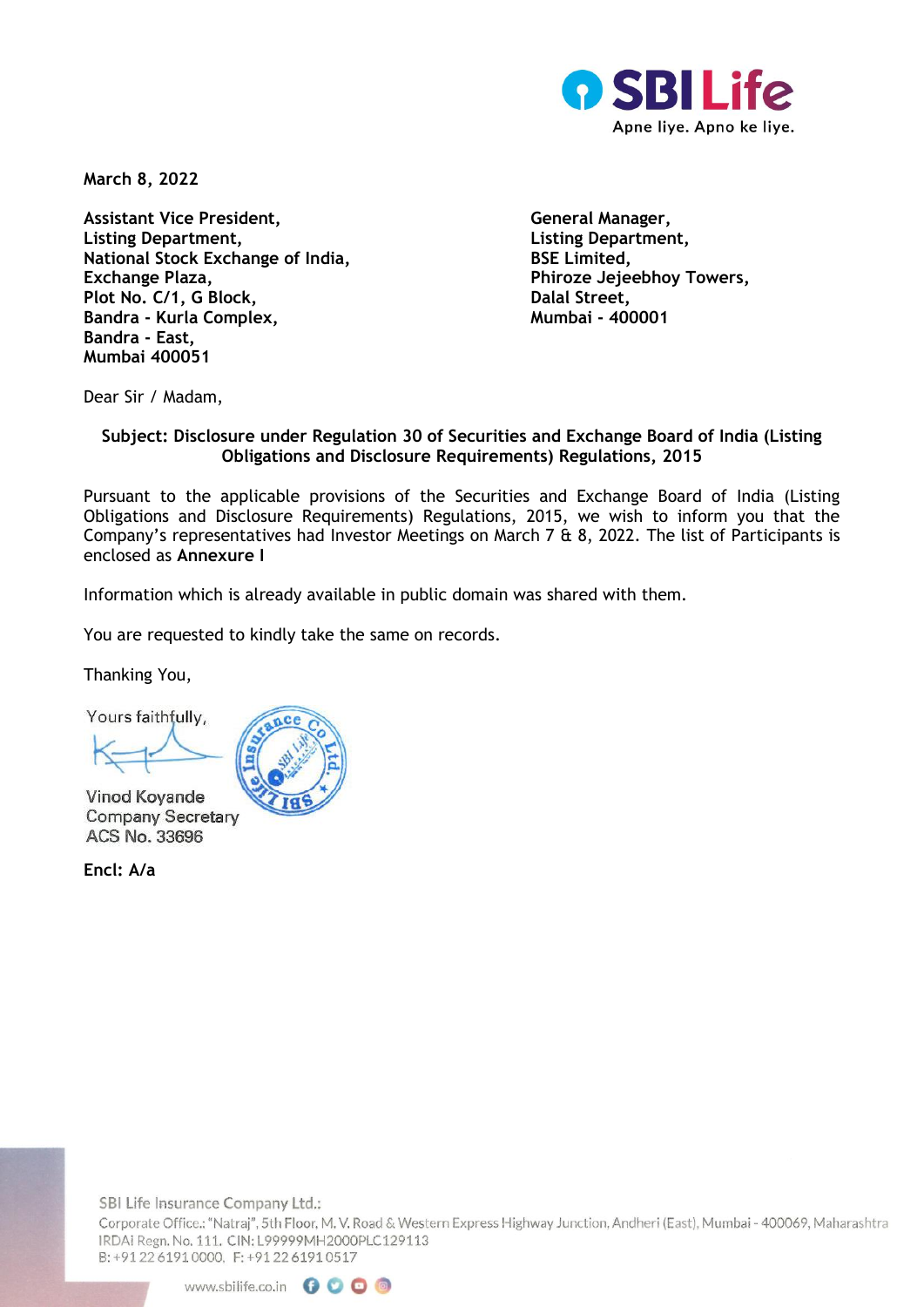March 8, 2022

**Assistant Vice President,**
**Listing Department,**
**National Stock Exchange of India,**
**Exchange Plaza,**
**Plot No. C/1, G Block,**
**Bandra - Kurla Complex,**
**Bandra - East,**
**Mumbai 400051**

**General Manager,**
**Listing Department,**
**BSE Limited,**
**Phiroze Jejeebhoy Towers,**
**Dalal Street,**
**Mumbai - 400001**

Dear Sir / Madam,

**Subject: Disclosure under Regulation 30 of Securities and Exchange Board of India (Listing Obligations and Disclosure Requirements) Regulations, 2015**

Pursuant to the applicable provisions of the Securities and Exchange Board of India (Listing Obligations and Disclosure Requirements) Regulations, 2015, we wish to inform you that the Company's representatives had Investor Meetings on March 7 & 8, 2022. The list of Participants is enclosed as **Annexure I**

Information which is already available in public domain was shared with them.

You are requested to kindly take the same on records.

Thanking You,

Yours faithfully,

Vinod Koyande
Company Secretary
ACS No. 33696

**Encl: A/a**

SBI Life Insurance Company Ltd.:
Corporate Office.: "Natraj", 5th Floor, M. V. Road & Western Express Highway Junction, Andheri (East), Mumbai - 400069, Maharashtra
IRDAI Regn. No. 111. CIN: L99999MH2000PLC129113
B: +91 22 6191 0000, F: +91 22 6191 0517
www.sbilife.co.in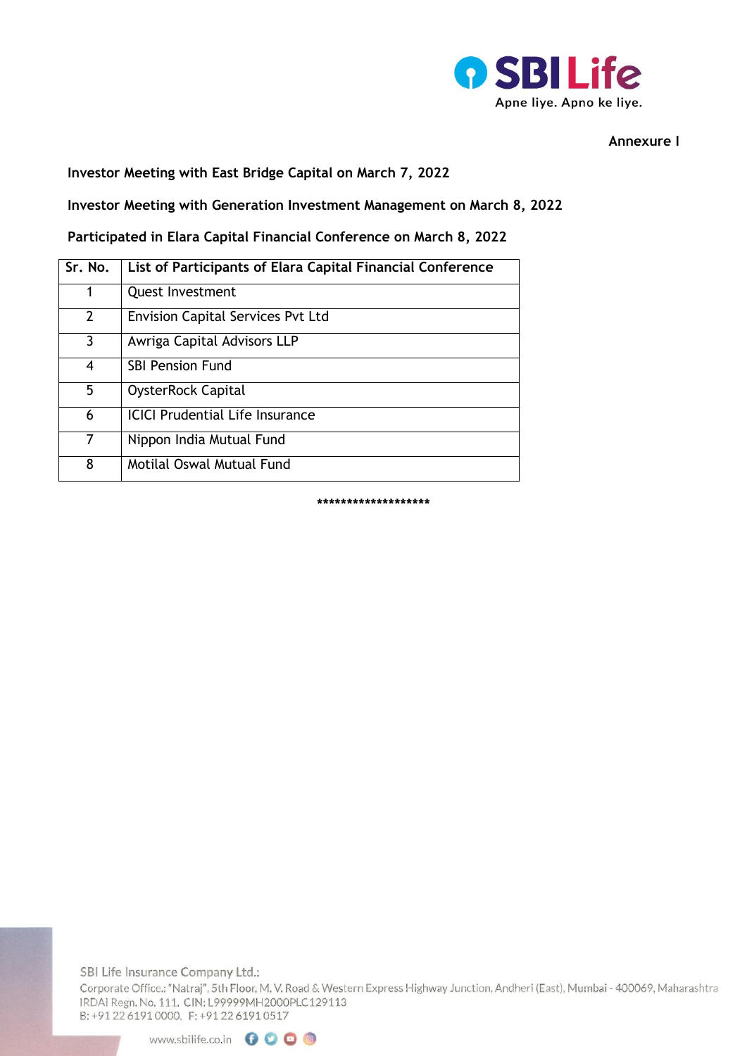**Annexure I**

**Investor Meeting with East Bridge Capital on March 7, 2022**

**Investor Meeting with Generation Investment Management on March 8, 2022**

**Participated in Elara Capital Financial Conference on March 8, 2022**

| Sr. No. | List of Participants of Elara Capital Financial Conference |
|---|---|
| 1 | Quest Investment |
| 2 | Envision Capital Services Pvt Ltd |
| 3 | Awriga Capital Advisors LLP |
| 4 | SBI Pension Fund |
| 5 | OysterRock Capital |
| 6 | ICICI Prudential Life Insurance |
| 7 | Nippon India Mutual Fund |
| 8 | Motilal Oswal Mutual Fund |

*******************